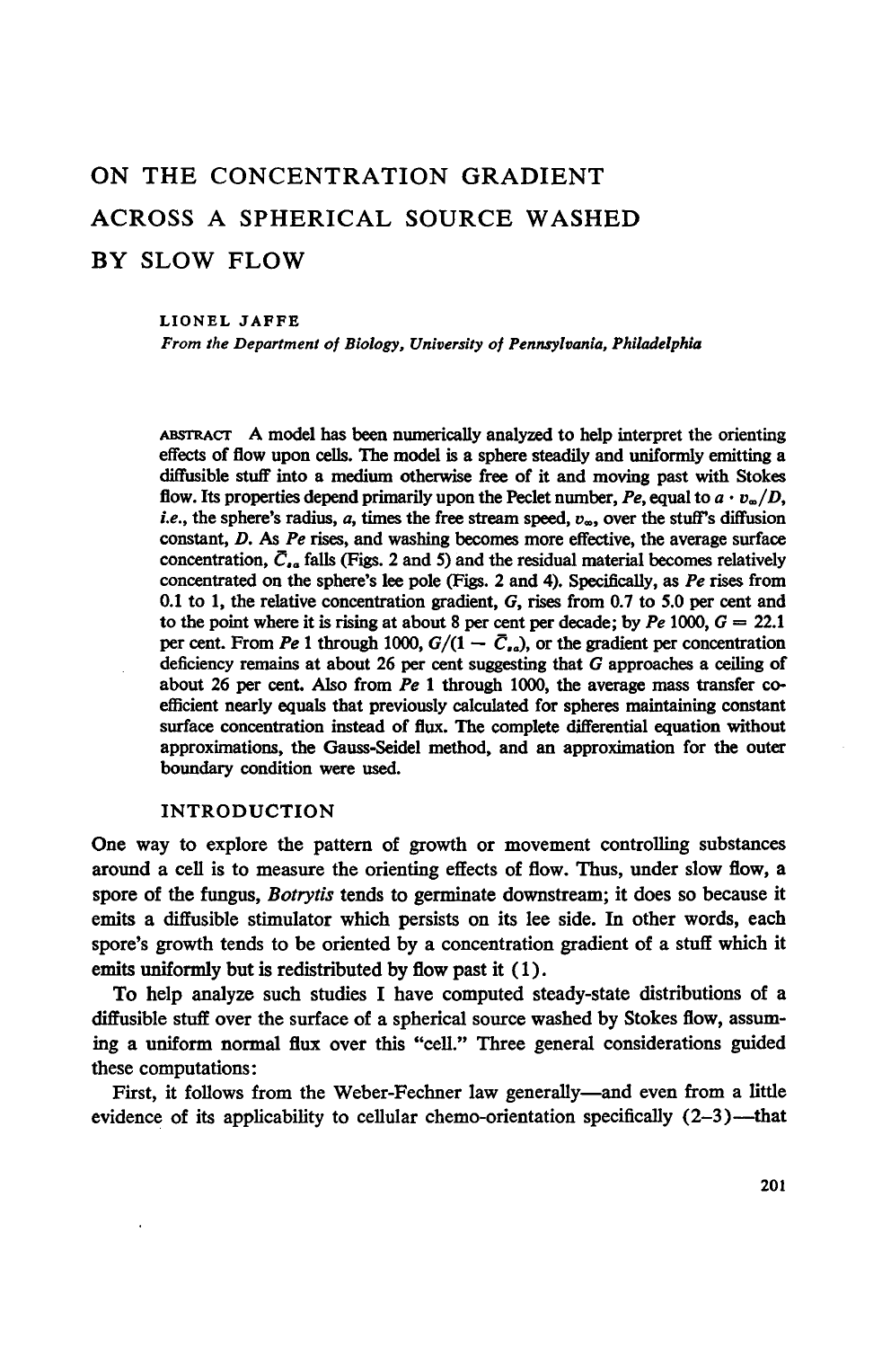# ON THE CONCENTRATION GRADIENT ACROSS A SPHERICAL SOURCE WASHED BY SLOW FLOW

LIONEL JAFFE

*From the Department of Biology, University of Pennsylvania, Philadelphia*

ABSTRACT A model has been numerically analyzed to help interpret the orienting effects of flow upon cells. The model is a sphere steadily and uniformly emitting a diffusible stuff into a medium otherwise free of it and moving past with Stokes flow. Its properties depend primarily upon the Peclet number, *Pe*, equal to $a \cdot v_\infty / D$, *i.e.*, the sphere's radius, *a*, times the free stream speed, $v_\infty$, over the stuff's diffusion constant, *D*. As *Pe* rises, and washing becomes more effective, the average surface concentration, $\bar{C}_{sa}$ falls (Figs. 2 and 5) and the residual material becomes relatively concentrated on the sphere's lee pole (Figs. 2 and 4). Specifically, as *Pe* rises from 0.1 to 1, the relative concentration gradient, *G*, rises from 0.7 to 5.0 per cent and to the point where it is rising at about 8 per cent per decade; by *Pe* 1000, *G* = 22.1 per cent. From *Pe* 1 through 1000, $G/(1 - \bar{C}_{sa})$, or the gradient per concentration deficiency remains at about 26 per cent suggesting that *G* approaches a ceiling of about 26 per cent. Also from *Pe* 1 through 1000, the average mass transfer coefficient nearly equals that previously calculated for spheres maintaining constant surface concentration instead of flux. The complete differential equation without approximations, the Gauss-Seidel method, and an approximation for the outer boundary condition were used.

## INTRODUCTION

One way to explore the pattern of growth or movement controlling substances around a cell is to measure the orienting effects of flow. Thus, under slow flow, a spore of the fungus, *Botrytis* tends to germinate downstream; it does so because it emits a diffusible stimulator which persists on its lee side. In other words, each spore's growth tends to be oriented by a concentration gradient of a stuff which it emits uniformly but is redistributed by flow past it (1).

To help analyze such studies I have computed steady-state distributions of a diffusible stuff over the surface of a spherical source washed by Stokes flow, assuming a uniform normal flux over this "cell." Three general considerations guided these computations:

First, it follows from the Weber-Fechner law generally—and even from a little evidence of its applicability to cellular chemo-orientation specifically (2–3)—that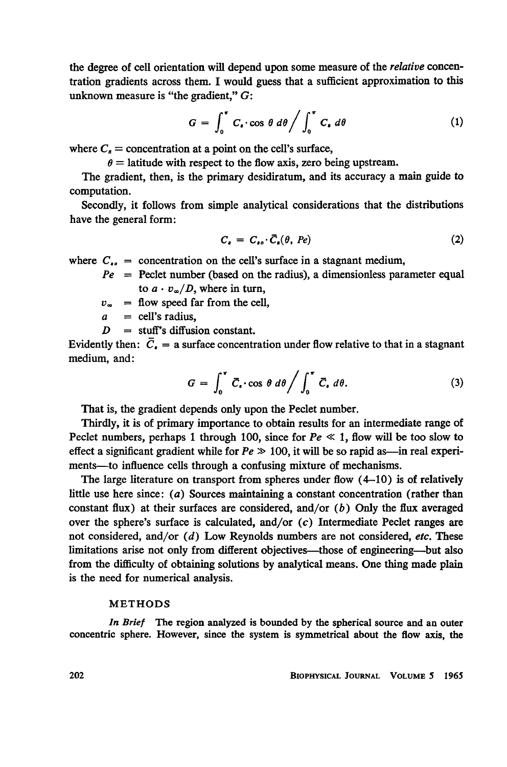the degree of cell orientation will depend upon some measure of the *relative* concentration gradients across them. I would guess that a sufficient approximation to this unknown measure is "the gradient," $G$:

$$G = \int_0^\pi C_s \cdot \cos \theta \, d\theta \Big/ \int_0^\pi C_s \, d\theta \tag{1}$$

where $C_s$ = concentration at a point on the cell's surface,

$\theta$ = latitude with respect to the flow axis, zero being upstream.

The gradient, then, is the primary desidiratum, and its accuracy a main guide to computation.

Secondly, it follows from simple analytical considerations that the distributions have the general form:

$$C_s = C_{so} \cdot \bar{C}_s(\theta, Pe) \tag{2}$$

where $C_{so}$ = concentration on the cell's surface in a stagnant medium,

$Pe$ = Peclet number (based on the radius), a dimensionless parameter equal to $a \cdot v_\infty / D$, where in turn,

$v_\infty$ = flow speed far from the cell,

$a$ = cell's radius,

$D$ = stuff's diffusion constant.

Evidently then: $\bar{C}_s$ = a surface concentration under flow relative to that in a stagnant medium, and:

$$G = \int_0^\pi \bar{C}_s \cdot \cos \theta \, d\theta \Big/ \int_0^\pi \bar{C}_s \, d\theta. \tag{3}$$

That is, the gradient depends only upon the Peclet number.

Thirdly, it is of primary importance to obtain results for an intermediate range of Peclet numbers, perhaps 1 through 100, since for $Pe \ll 1$, flow will be too slow to effect a significant gradient while for $Pe \gg 100$, it will be so rapid as—in real experiments—to influence cells through a confusing mixture of mechanisms.

The large literature on transport from spheres under flow (4–10) is of relatively little use here since: (*a*) Sources maintaining a constant concentration (rather than constant flux) at their surfaces are considered, and/or (*b*) Only the flux averaged over the sphere's surface is calculated, and/or (*c*) Intermediate Peclet ranges are not considered, and/or (*d*) Low Reynolds numbers are not considered, *etc.* These limitations arise not only from different objectives—those of engineering—but also from the difficulty of obtaining solutions by analytical means. One thing made plain is the need for numerical analysis.

## METHODS

*In Brief* The region analyzed is bounded by the spherical source and an outer concentric sphere. However, since the system is symmetrical about the flow axis, the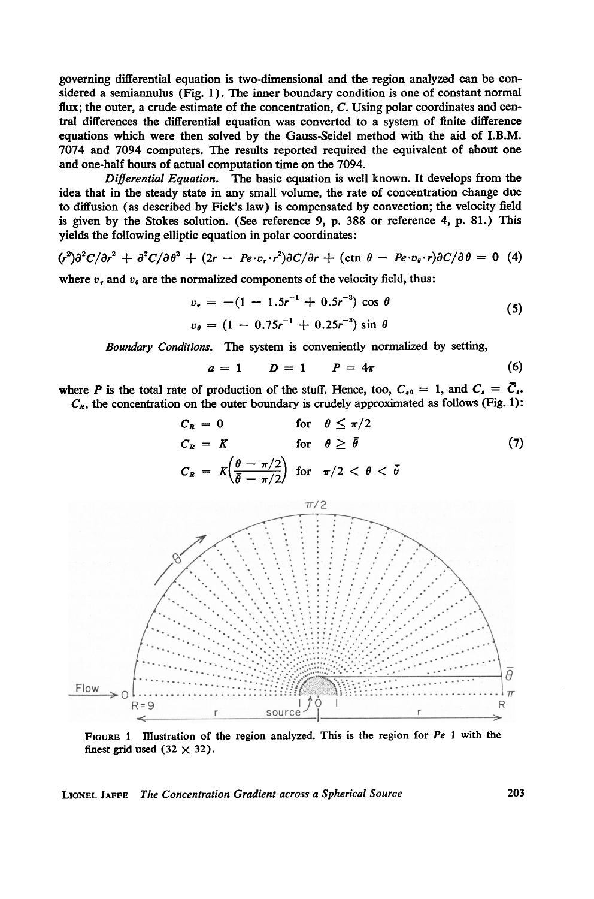governing differential equation is two-dimensional and the region analyzed can be considered a semiannulus (Fig. 1). The inner boundary condition is one of constant normal flux; the outer, a crude estimate of the concentration, $C$. Using polar coordinates and central differences the differential equation was converted to a system of finite difference equations which were then solved by the Gauss-Seidel method with the aid of I.B.M. 7074 and 7094 computers. The results reported required the equivalent of about one and one-half hours of actual computation time on the 7094.

*Differential Equation.* The basic equation is well known. It develops from the idea that in the steady state in any small volume, the rate of concentration change due to diffusion (as described by Fick's law) is compensated by convection; the velocity field is given by the Stokes solution. (See reference 9, p. 388 or reference 4, p. 81.) This yields the following elliptic equation in polar coordinates:

$$(r^2)\partial^2 C/\partial r^2 + \partial^2 C/\partial \theta^2 + (2r - Pe \cdot v_r \cdot r^2)\partial C/\partial r + (\text{ctn } \theta - Pe \cdot v_\theta \cdot r)\partial C/\partial \theta = 0 \quad (4)$$

where $v_r$ and $v_\theta$ are the normalized components of the velocity field, thus:

$$v_r = -(1 - 1.5r^{-1} + 0.5r^{-3}) \cos \theta$$
$$v_\theta = (1 - 0.75r^{-1} + 0.25r^{-3}) \sin \theta \quad (5)$$

*Boundary Conditions.* The system is conveniently normalized by setting,

$$a = 1 \qquad D = 1 \qquad P = 4\pi \quad (6)$$

where $P$ is the total rate of production of the stuff. Hence, too, $C_{s0} = 1$, and $C_s = \bar{C}_s$.

$C_R$, the concentration on the outer boundary is crudely approximated as follows (Fig. 1):

$$C_R = 0 \qquad \text{for} \quad \theta \leq \pi/2$$
$$C_R = K \qquad \text{for} \quad \theta \geq \bar{\theta} \quad (7)$$
$$C_R = K\left(\frac{\theta - \pi/2}{\bar{\theta} - \pi/2}\right) \quad \text{for} \quad \pi/2 < \theta < \bar{\theta}$$

FIGURE 1 Illustration of the region analyzed. This is the region for $Pe$ 1 with the finest grid used (32 × 32).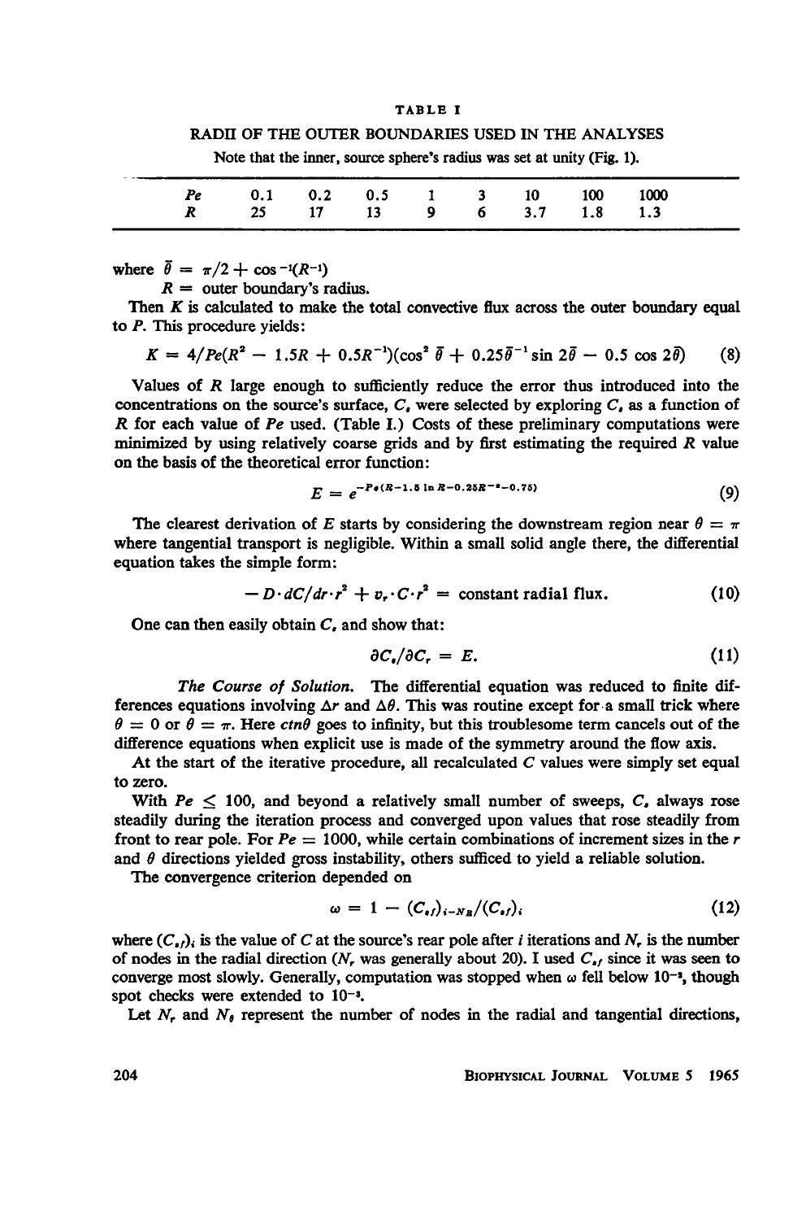TABLE I

RADII OF THE OUTER BOUNDARIES USED IN THE ANALYSES

Note that the inner, source sphere's radius was set at unity (Fig. 1).

| $Pe$ | 0.1 | 0.2 | 0.5 | 1 | 3 | 10 | 100 | 1000 |
|---|---|---|---|---|---|---|---|---|
| $R$ | 25 | 17 | 13 | 9 | 6 | 3.7 | 1.8 | 1.3 |

where $\bar{\theta} = \pi/2 + \cos^{-1}(R^{-1})$

$R$ = outer boundary's radius.

Then $K$ is calculated to make the total convective flux across the outer boundary equal to $P$. This procedure yields:

$$K = 4/Pe(R^2 - 1.5R + 0.5R^{-1})(\cos^2 \bar{\theta} + 0.25\bar{\theta}^{-1} \sin 2\bar{\theta} - 0.5 \cos 2\bar{\theta}) \tag{8}$$

Values of $R$ large enough to sufficiently reduce the error thus introduced into the concentrations on the source's surface, $C_s$ were selected by exploring $C_s$ as a function of $R$ for each value of $Pe$ used. (Table I.) Costs of these preliminary computations were minimized by using relatively coarse grids and by first estimating the required $R$ value on the basis of the theoretical error function:

$$E = e^{-Pe(R-1.5 \ln R - 0.25R^{-2} - 0.75)} \tag{9}$$

The clearest derivation of $E$ starts by considering the downstream region near $\theta = \pi$ where tangential transport is negligible. Within a small solid angle there, the differential equation takes the simple form:

$$-D \cdot dC/dr \cdot r^2 + v_r \cdot C \cdot r^2 = \text{constant radial flux.} \tag{10}$$

One can then easily obtain $C_s$ and show that:

$$\partial C_s / \partial C_r = E. \tag{11}$$

*The Course of Solution.* The differential equation was reduced to finite differences equations involving $\Delta r$ and $\Delta\theta$. This was routine except for a small trick where $\theta = 0$ or $\theta = \pi$. Here $ctn\theta$ goes to infinity, but this troublesome term cancels out of the difference equations when explicit use is made of the symmetry around the flow axis.

At the start of the iterative procedure, all recalculated $C$ values were simply set equal to zero.

With $Pe \leq 100$, and beyond a relatively small number of sweeps, $C_s$ always rose steadily during the iteration process and converged upon values that rose steadily from front to rear pole. For $Pe = 1000$, while certain combinations of increment sizes in the $r$ and $\theta$ directions yielded gross instability, others sufficed to yield a reliable solution.

The convergence criterion depended on

$$\omega = 1 - (C_{sf})_{i-N_R}/(C_{sf})_i \tag{12}$$

where $(C_{sf})_i$ is the value of $C$ at the source's rear pole after $i$ iterations and $N_r$ is the number of nodes in the radial direction ($N_r$ was generally about 20). I used $C_{sf}$ since it was seen to converge most slowly. Generally, computation was stopped when $\omega$ fell below $10^{-2}$, though spot checks were extended to $10^{-3}$.

Let $N_r$ and $N_\theta$ represent the number of nodes in the radial and tangential directions,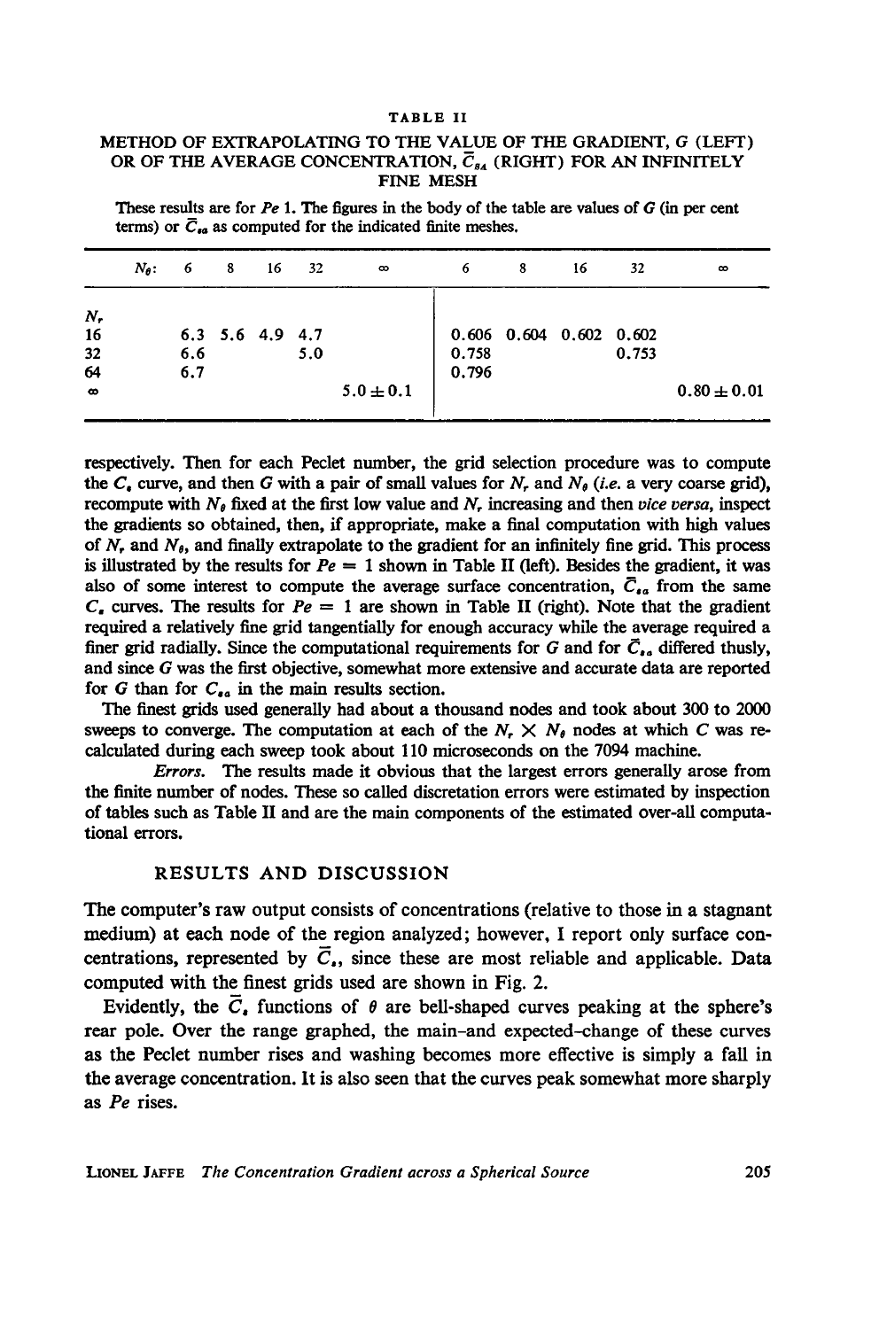TABLE II

METHOD OF EXTRAPOLATING TO THE VALUE OF THE GRADIENT, $G$ (LEFT) OR OF THE AVERAGE CONCENTRATION, $\bar{C}_{sA}$ (RIGHT) FOR AN INFINITELY FINE MESH

These results are for $Pe$ 1. The figures in the body of the table are values of $G$ (in per cent terms) or $\bar{C}_{sa}$ as computed for the indicated finite meshes.

| $N_\theta$: | 6 | 8 | 16 | 32 | $\infty$ | 6 | 8 | 16 | 32 | $\infty$ |
|---|---|---|---|---|---|---|---|---|---|---|
| $N_r$ | | | | | | | | | | |
| 16 | 6.3 | 5.6 | 4.9 | 4.7 | | 0.606 | 0.604 | 0.602 | 0.602 | |
| 32 | 6.6 | | | 5.0 | | 0.758 | | | 0.753 | |
| 64 | 6.7 | | | | | 0.796 | | | | |
| $\infty$ | | | | | $5.0 \pm 0.1$ | | | | | $0.80 \pm 0.01$ |

respectively. Then for each Peclet number, the grid selection procedure was to compute the $C_s$ curve, and then $G$ with a pair of small values for $N_r$ and $N_\theta$ (*i.e.* a very coarse grid), recompute with $N_\theta$ fixed at the first low value and $N_r$ increasing and then *vice versa*, inspect the gradients so obtained, then, if appropriate, make a final computation with high values of $N_r$ and $N_\theta$, and finally extrapolate to the gradient for an infinitely fine grid. This process is illustrated by the results for $Pe = 1$ shown in Table II (left). Besides the gradient, it was also of some interest to compute the average surface concentration, $\bar{C}_{sa}$ from the same $C_s$ curves. The results for $Pe = 1$ are shown in Table II (right). Note that the gradient required a relatively fine grid tangentially for enough accuracy while the average required a finer grid radially. Since the computational requirements for $G$ and for $\bar{C}_{sa}$ differed thusly, and since $G$ was the first objective, somewhat more extensive and accurate data are reported for $G$ than for $C_{sa}$ in the main results section.

The finest grids used generally had about a thousand nodes and took about 300 to 2000 sweeps to converge. The computation at each of the $N_r \times N_\theta$ nodes at which $C$ was recalculated during each sweep took about 110 microseconds on the 7094 machine.

*Errors.* The results made it obvious that the largest errors generally arose from the finite number of nodes. These so called discretation errors were estimated by inspection of tables such as Table II and are the main components of the estimated over-all computational errors.

## RESULTS AND DISCUSSION

The computer's raw output consists of concentrations (relative to those in a stagnant medium) at each node of the region analyzed; however, I report only surface concentrations, represented by $\bar{C}_s$, since these are most reliable and applicable. Data computed with the finest grids used are shown in Fig. 2.

Evidently, the $\bar{C}_s$ functions of $\theta$ are bell-shaped curves peaking at the sphere's rear pole. Over the range graphed, the main–and expected–change of these curves as the Peclet number rises and washing becomes more effective is simply a fall in the average concentration. It is also seen that the curves peak somewhat more sharply as $Pe$ rises.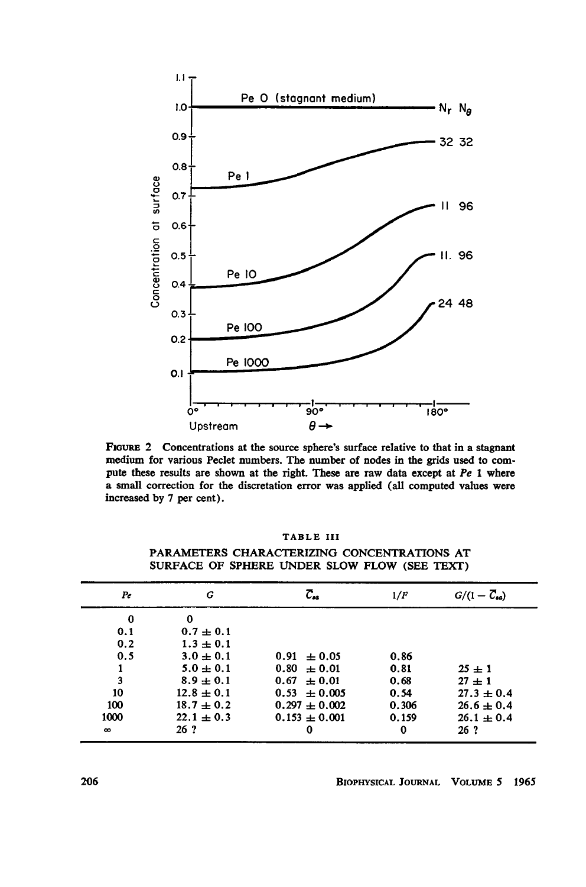FIGURE 2 Concentrations at the source sphere's surface relative to that in a stagnant medium for various Peclet numbers. The number of nodes in the grids used to compute these results are shown at the right. These are raw data except at *Pe* 1 where a small correction for the discretation error was applied (all computed values were increased by 7 per cent).

TABLE III

PARAMETERS CHARACTERIZING CONCENTRATIONS AT SURFACE OF SPHERE UNDER SLOW FLOW (SEE TEXT)

| $Pe$ | $G$ | $\bar{C}_{so}$ | $1/F$ | $G/(1-\bar{C}_{so})$ |
|---|---|---|---|---|
| 0 | 0 | | | |
| 0.1 | $0.7 \pm 0.1$ | | | |
| 0.2 | $1.3 \pm 0.1$ | | | |
| 0.5 | $3.0 \pm 0.1$ | $0.91 \pm 0.05$ | 0.86 | |
| 1 | $5.0 \pm 0.1$ | $0.80 \pm 0.01$ | 0.81 | $25 \pm 1$ |
| 3 | $8.9 \pm 0.1$ | $0.67 \pm 0.01$ | 0.68 | $27 \pm 1$ |
| 10 | $12.8 \pm 0.1$ | $0.53 \pm 0.005$ | 0.54 | $27.3 \pm 0.4$ |
| 100 | $18.7 \pm 0.2$ | $0.297 \pm 0.002$ | 0.306 | $26.6 \pm 0.4$ |
| 1000 | $22.1 \pm 0.3$ | $0.153 \pm 0.001$ | 0.159 | $26.1 \pm 0.4$ |
| $\infty$ | 26 ? | 0 | 0 | 26 ? |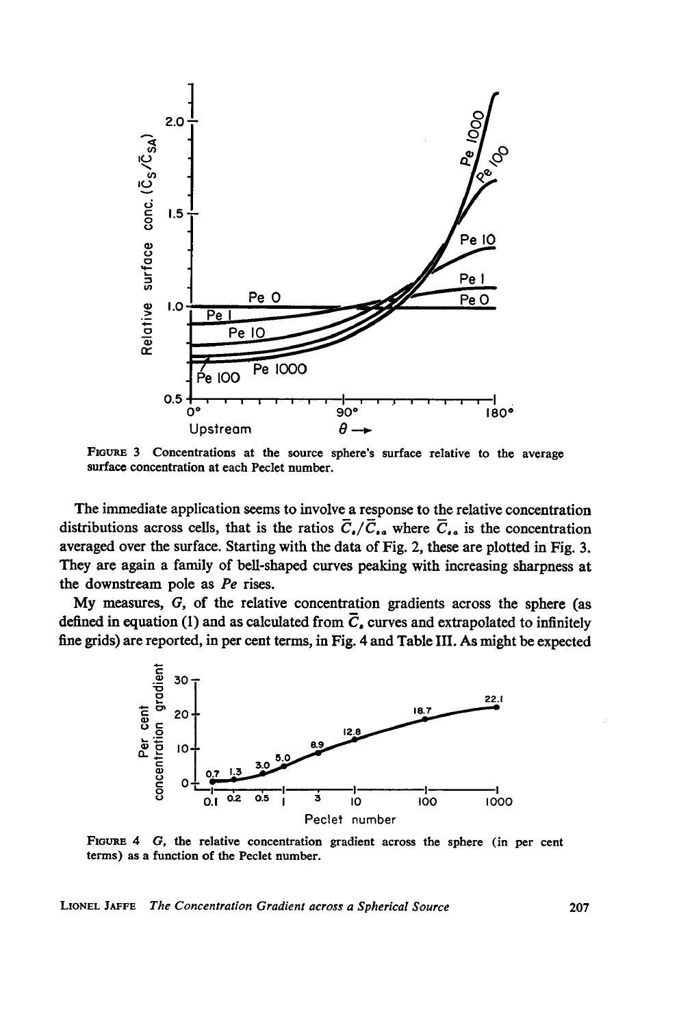FIGURE 3 Concentrations at the source sphere's surface relative to the average surface concentration at each Peclet number.

The immediate application seems to involve a response to the relative concentration distributions across cells, that is the ratios $\bar{C}_s/\bar{C}_{sa}$ where $\bar{C}_{sa}$ is the concentration averaged over the surface. Starting with the data of Fig. 2, these are plotted in Fig. 3. They are again a family of bell-shaped curves peaking with increasing sharpness at the downstream pole as *Pe* rises.

My measures, *G*, of the relative concentration gradients across the sphere (as defined in equation (1) and as calculated from $\bar{C}_s$ curves and extrapolated to infinitely fine grids) are reported, in per cent terms, in Fig. 4 and Table III. As might be expected

FIGURE 4 *G*, the relative concentration gradient across the sphere (in per cent terms) as a function of the Peclet number.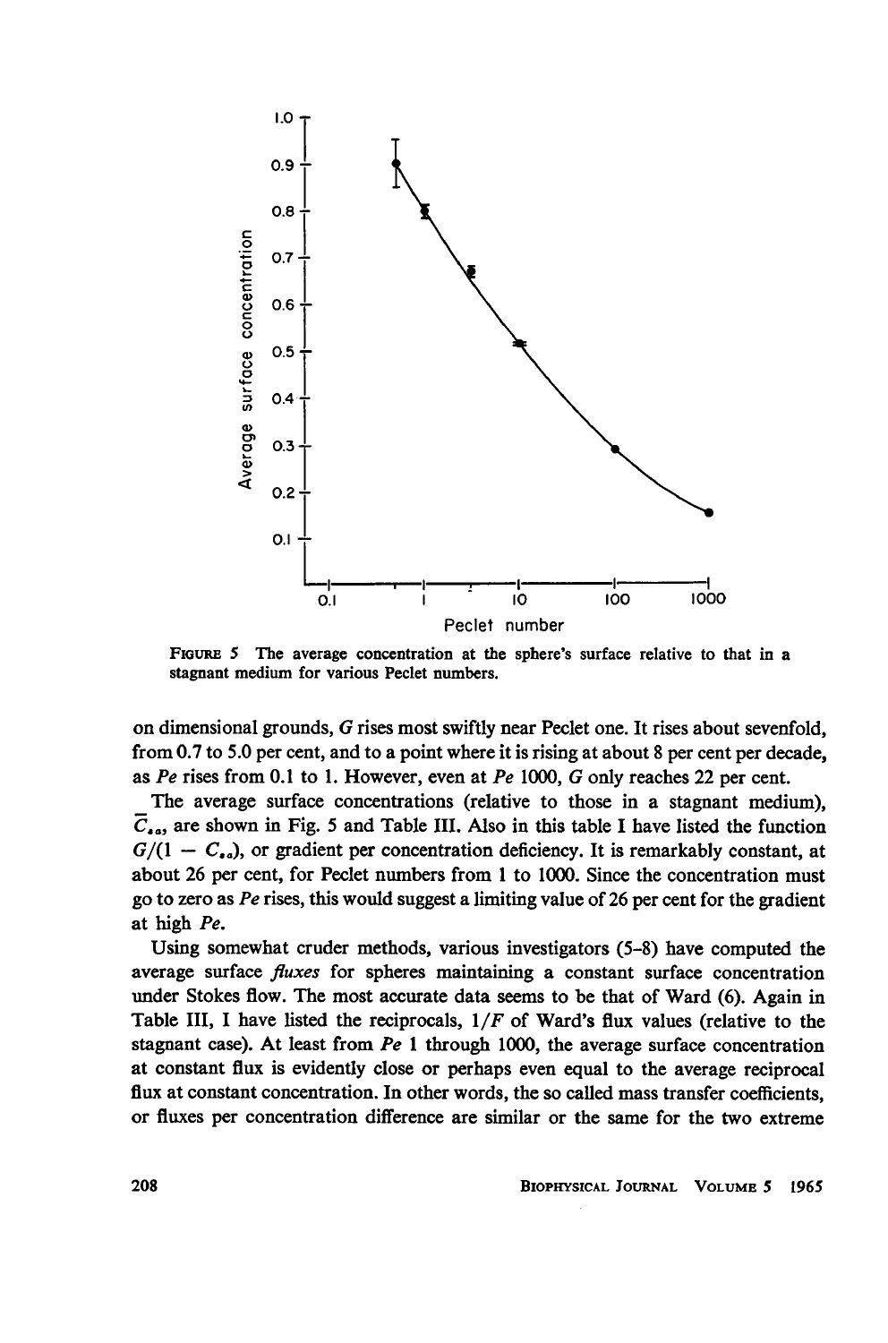FIGURE 5 The average concentration at the sphere's surface relative to that in a stagnant medium for various Peclet numbers.

on dimensional grounds, $G$ rises most swiftly near Peclet one. It rises about sevenfold, from 0.7 to 5.0 per cent, and to a point where it is rising at about 8 per cent per decade, as $Pe$ rises from 0.1 to 1. However, even at $Pe$ 1000, $G$ only reaches 22 per cent.

The average surface concentrations (relative to those in a stagnant medium), $\bar{C}_{so}$, are shown in Fig. 5 and Table III. Also in this table I have listed the function $G/(1 - C_{so})$, or gradient per concentration deficiency. It is remarkably constant, at about 26 per cent, for Peclet numbers from 1 to 1000. Since the concentration must go to zero as $Pe$ rises, this would suggest a limiting value of 26 per cent for the gradient at high $Pe$.

Using somewhat cruder methods, various investigators (5–8) have computed the average surface *fluxes* for spheres maintaining a constant surface concentration under Stokes flow. The most accurate data seems to be that of Ward (6). Again in Table III, I have listed the reciprocals, $1/F$ of Ward's flux values (relative to the stagnant case). At least from $Pe$ 1 through 1000, the average surface concentration at constant flux is evidently close or perhaps even equal to the average reciprocal flux at constant concentration. In other words, the so called mass transfer coefficients, or fluxes per concentration difference are similar or the same for the two extreme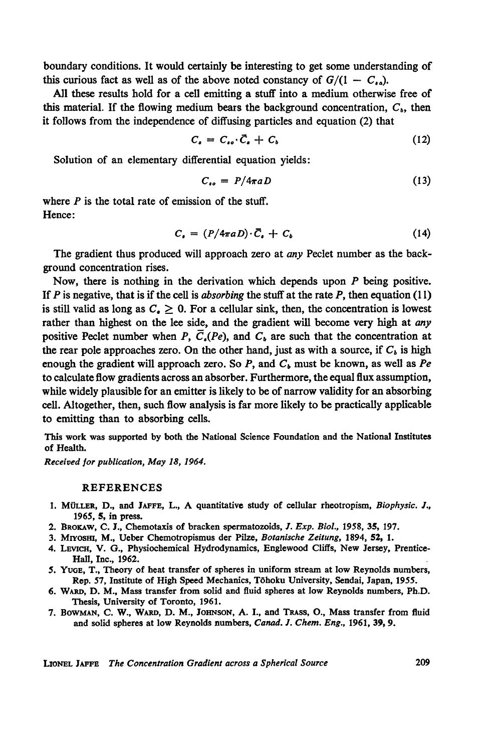boundary conditions. It would certainly be interesting to get some understanding of this curious fact as well as of the above noted constancy of $G/(1 - C_{sa})$.

All these results hold for a cell emitting a stuff into a medium otherwise free of this material. If the flowing medium bears the background concentration, $C_b$, then it follows from the independence of diffusing particles and equation (2) that

$$C_s = C_{so} \cdot \bar{C}_s + C_b \tag{12}$$

Solution of an elementary differential equation yields:

$$C_{so} = P/4\pi a D \tag{13}$$

where $P$ is the total rate of emission of the stuff.
Hence:

$$C_s = (P/4\pi a D) \cdot \bar{C}_s + C_b \tag{14}$$

The gradient thus produced will approach zero at *any* Peclet number as the background concentration rises.

Now, there is nothing in the derivation which depends upon $P$ being positive. If $P$ is negative, that is if the cell is *absorbing* the stuff at the rate $P$, then equation (11) is still valid as long as $C_s \geq 0$. For a cellular sink, then, the concentration is lowest rather than highest on the lee side, and the gradient will become very high at *any* positive Peclet number when $P$, $\bar{C}_s(Pe)$, and $C_b$ are such that the concentration at the rear pole approaches zero. On the other hand, just as with a source, if $C_b$ is high enough the gradient will approach zero. So $P$, and $C_b$ must be known, as well as $Pe$ to calculate flow gradients across an absorber. Furthermore, the equal flux assumption, while widely plausible for an emitter is likely to be of narrow validity for an absorbing cell. Altogether, then, such flow analysis is far more likely to be practically applicable to emitting than to absorbing cells.

This work was supported by both the National Science Foundation and the National Institutes of Health.

*Received for publication, May 18, 1964.*

## REFERENCES

1. Müller, D., and Jaffe, L., A quantitative study of cellular rheotropism, *Biophysic. J.*, 1965, **5**, in press.
2. Brokaw, C. J., Chemotaxis of bracken spermatozoids, *J. Exp. Biol.*, 1958, **35**, 197.
3. Miyoshi, M., Ueber Chemotropismus der Pilze, *Botanische Zeitung*, 1894, **52**, 1.
4. Levich, V. G., Physiochemical Hydrodynamics, Englewood Cliffs, New Jersey, Prentice-Hall, Inc., 1962.
5. Yuge, T., Theory of heat transfer of spheres in uniform stream at low Reynolds numbers, Rep. 57, Institute of High Speed Mechanics, Tōhoku University, Sendai, Japan, 1955.
6. Ward, D. M., Mass transfer from solid and fluid spheres at low Reynolds numbers, Ph.D. Thesis, University of Toronto, 1961.
7. Bowman, C. W., Ward, D. M., Johnson, A. I., and Trass, O., Mass transfer from fluid and solid spheres at low Reynolds numbers, *Canad. J. Chem. Eng.*, 1961, **39**, 9.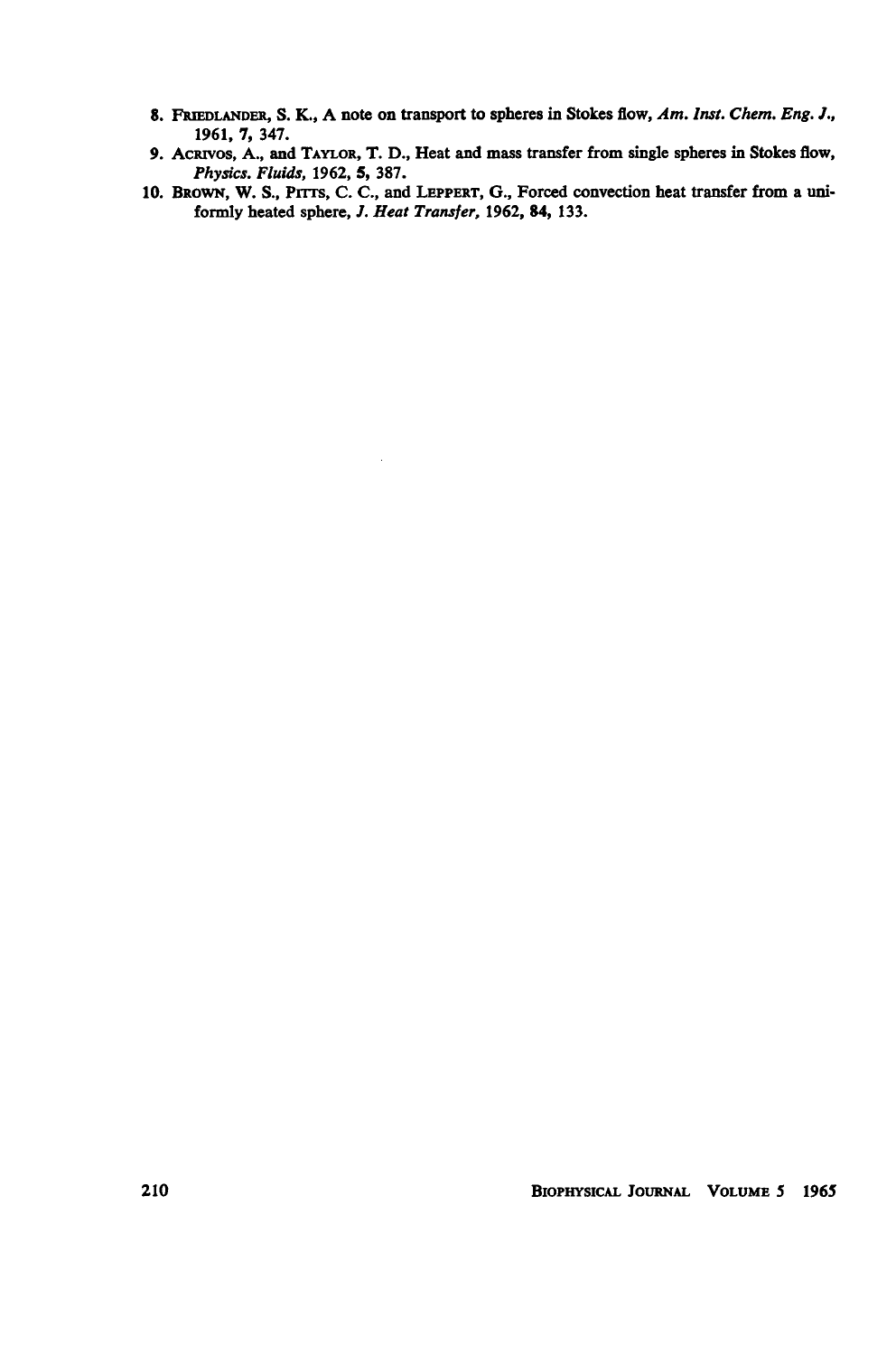8. FRIEDLANDER, S. K., A note on transport to spheres in Stokes flow, *Am. Inst. Chem. Eng. J.*, 1961, **7**, 347.
9. ACRIVOS, A., and TAYLOR, T. D., Heat and mass transfer from single spheres in Stokes flow, *Physics. Fluids*, 1962, **5**, 387.
10. BROWN, W. S., PITTS, C. C., and LEPPERT, G., Forced convection heat transfer from a uniformly heated sphere, *J. Heat Transfer*, 1962, **84**, 133.